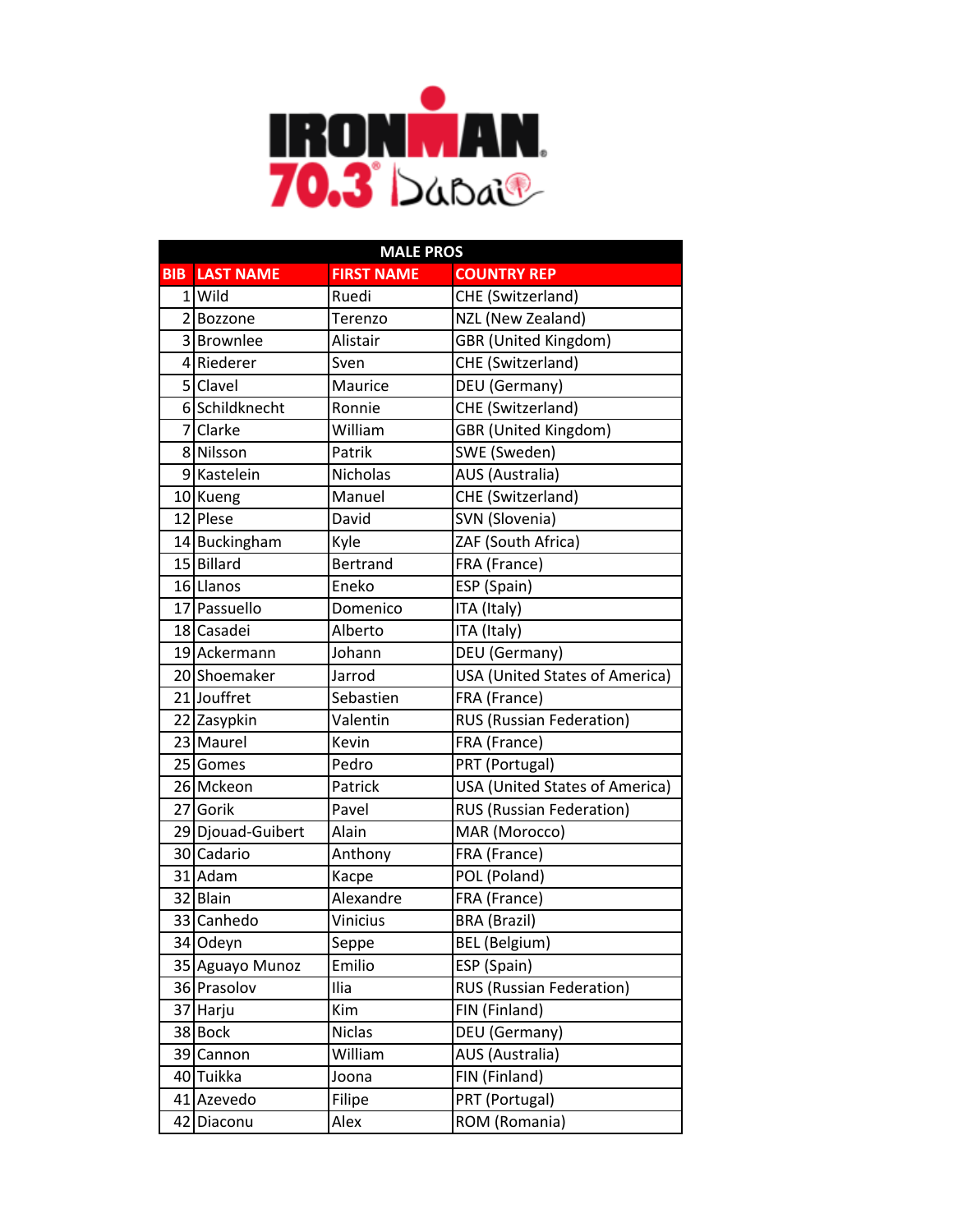# IRONMAN 70.3 Dubai

| MALE PROS | | | |
|---|---|---|---|
| BIB | LAST NAME | FIRST NAME | COUNTRY REP |
| 1 | Wild | Ruedi | CHE (Switzerland) |
| 2 | Bozzone | Terenzo | NZL (New Zealand) |
| 3 | Brownlee | Alistair | GBR (United Kingdom) |
| 4 | Riederer | Sven | CHE (Switzerland) |
| 5 | Clavel | Maurice | DEU (Germany) |
| 6 | Schildknecht | Ronnie | CHE (Switzerland) |
| 7 | Clarke | William | GBR (United Kingdom) |
| 8 | Nilsson | Patrik | SWE (Sweden) |
| 9 | Kastelein | Nicholas | AUS (Australia) |
| 10 | Kueng | Manuel | CHE (Switzerland) |
| 12 | Plese | David | SVN (Slovenia) |
| 14 | Buckingham | Kyle | ZAF (South Africa) |
| 15 | Billard | Bertrand | FRA (France) |
| 16 | Llanos | Eneko | ESP (Spain) |
| 17 | Passuello | Domenico | ITA (Italy) |
| 18 | Casadei | Alberto | ITA (Italy) |
| 19 | Ackermann | Johann | DEU (Germany) |
| 20 | Shoemaker | Jarrod | USA (United States of America) |
| 21 | Jouffret | Sebastien | FRA (France) |
| 22 | Zasypkin | Valentin | RUS (Russian Federation) |
| 23 | Maurel | Kevin | FRA (France) |
| 25 | Gomes | Pedro | PRT (Portugal) |
| 26 | Mckeon | Patrick | USA (United States of America) |
| 27 | Gorik | Pavel | RUS (Russian Federation) |
| 29 | Djouad-Guibert | Alain | MAR (Morocco) |
| 30 | Cadario | Anthony | FRA (France) |
| 31 | Adam | Kacpe | POL (Poland) |
| 32 | Blain | Alexandre | FRA (France) |
| 33 | Canhedo | Vinicius | BRA (Brazil) |
| 34 | Odeyn | Seppe | BEL (Belgium) |
| 35 | Aguayo Munoz | Emilio | ESP (Spain) |
| 36 | Prasolov | Ilia | RUS (Russian Federation) |
| 37 | Harju | Kim | FIN (Finland) |
| 38 | Bock | Niclas | DEU (Germany) |
| 39 | Cannon | William | AUS (Australia) |
| 40 | Tuikka | Joona | FIN (Finland) |
| 41 | Azevedo | Filipe | PRT (Portugal) |
| 42 | Diaconu | Alex | ROM (Romania) |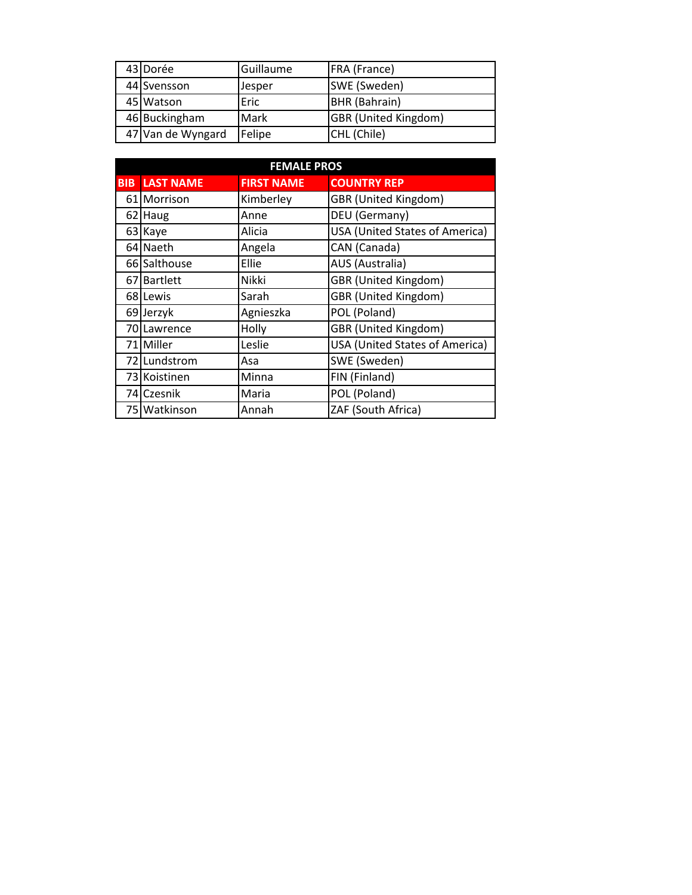| | | | |
|---|---|---|---|
| 43 | Dorée | Guillaume | FRA (France) |
| 44 | Svensson | Jesper | SWE (Sweden) |
| 45 | Watson | Eric | BHR (Bahrain) |
| 46 | Buckingham | Mark | GBR (United Kingdom) |
| 47 | Van de Wyngard | Felipe | CHL (Chile) |

| FEMALE PROS | | | |
|---|---|---|---|
| **BIB** | **LAST NAME** | **FIRST NAME** | **COUNTRY REP** |
| 61 | Morrison | Kimberley | GBR (United Kingdom) |
| 62 | Haug | Anne | DEU (Germany) |
| 63 | Kaye | Alicia | USA (United States of America) |
| 64 | Naeth | Angela | CAN (Canada) |
| 66 | Salthouse | Ellie | AUS (Australia) |
| 67 | Bartlett | Nikki | GBR (United Kingdom) |
| 68 | Lewis | Sarah | GBR (United Kingdom) |
| 69 | Jerzyk | Agnieszka | POL (Poland) |
| 70 | Lawrence | Holly | GBR (United Kingdom) |
| 71 | Miller | Leslie | USA (United States of America) |
| 72 | Lundstrom | Asa | SWE (Sweden) |
| 73 | Koistinen | Minna | FIN (Finland) |
| 74 | Czesnik | Maria | POL (Poland) |
| 75 | Watkinson | Annah | ZAF (South Africa) |